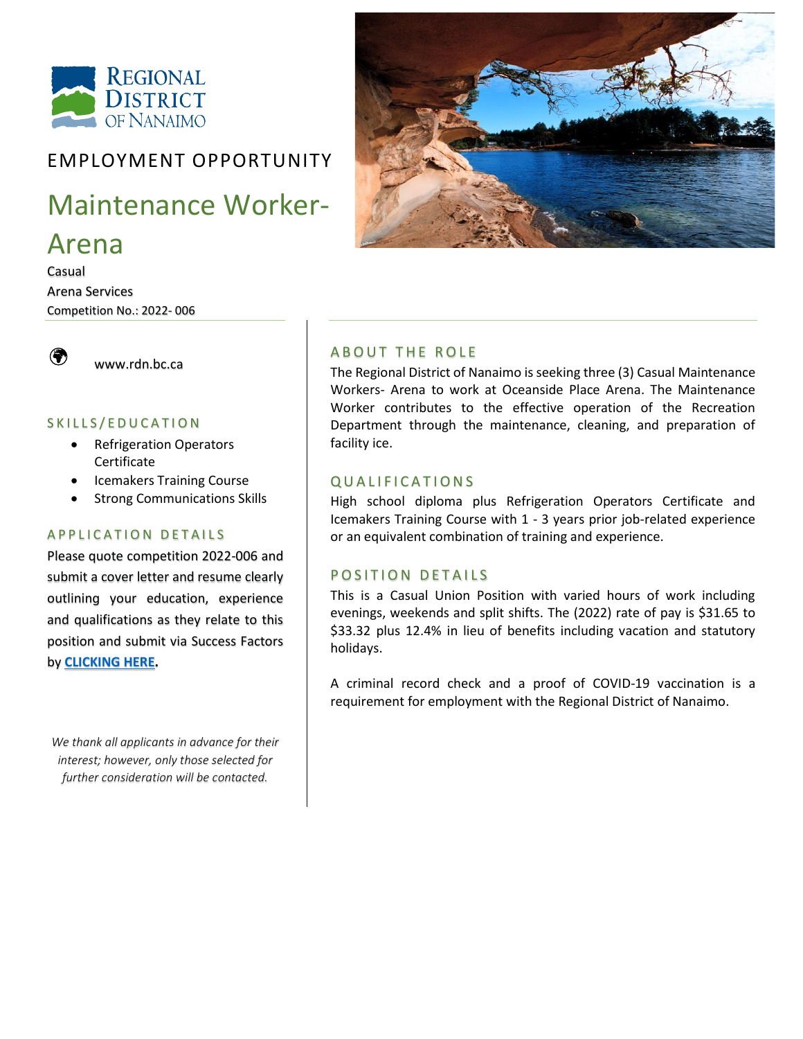REGIONAL DISTRICT OF NANAIMO

EMPLOYMENT OPPORTUNITY

# Maintenance Worker- Arena

Casual
Arena Services
Competition No.: 2022- 006

www.rdn.bc.ca

## SKILLS/EDUCATION

- Refrigeration Operators Certificate
- Icemakers Training Course
- Strong Communications Skills

## APPLICATION DETAILS

Please quote competition 2022-006 and submit a cover letter and resume clearly outlining your education, experience and qualifications as they relate to this position and submit via Success Factors by **CLICKING HERE**.

*We thank all applicants in advance for their interest; however, only those selected for further consideration will be contacted.*

## ABOUT THE ROLE

The Regional District of Nanaimo is seeking three (3) Casual Maintenance Workers- Arena to work at Oceanside Place Arena. The Maintenance Worker contributes to the effective operation of the Recreation Department through the maintenance, cleaning, and preparation of facility ice.

## QUALIFICATIONS

High school diploma plus Refrigeration Operators Certificate and Icemakers Training Course with 1 - 3 years prior job-related experience or an equivalent combination of training and experience.

## POSITION DETAILS

This is a Casual Union Position with varied hours of work including evenings, weekends and split shifts. The (2022) rate of pay is $31.65 to $33.32 plus 12.4% in lieu of benefits including vacation and statutory holidays.

A criminal record check and a proof of COVID-19 vaccination is a requirement for employment with the Regional District of Nanaimo.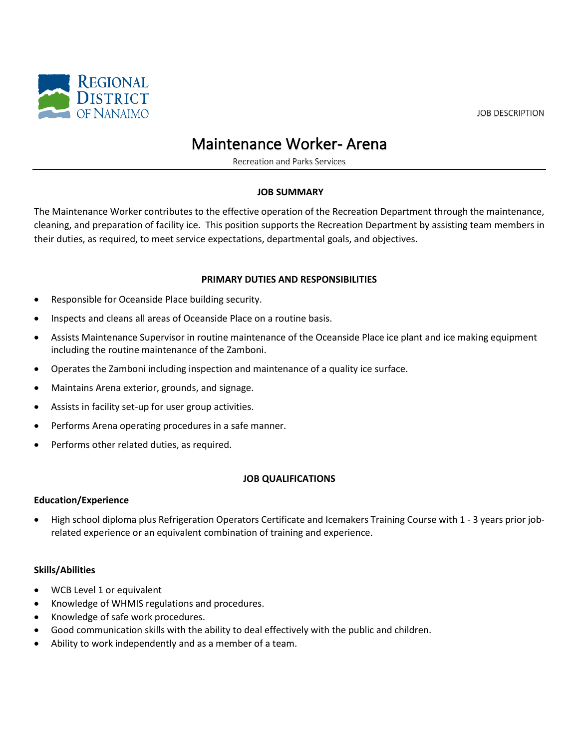REGIONAL DISTRICT OF NANAIMO

JOB DESCRIPTION

# Maintenance Worker- Arena

Recreation and Parks Services

---

**JOB SUMMARY**

The Maintenance Worker contributes to the effective operation of the Recreation Department through the maintenance, cleaning, and preparation of facility ice. This position supports the Recreation Department by assisting team members in their duties, as required, to meet service expectations, departmental goals, and objectives.

**PRIMARY DUTIES AND RESPONSIBILITIES**

- Responsible for Oceanside Place building security.
- Inspects and cleans all areas of Oceanside Place on a routine basis.
- Assists Maintenance Supervisor in routine maintenance of the Oceanside Place ice plant and ice making equipment including the routine maintenance of the Zamboni.
- Operates the Zamboni including inspection and maintenance of a quality ice surface.
- Maintains Arena exterior, grounds, and signage.
- Assists in facility set-up for user group activities.
- Performs Arena operating procedures in a safe manner.
- Performs other related duties, as required.

**JOB QUALIFICATIONS**

**Education/Experience**

- High school diploma plus Refrigeration Operators Certificate and Icemakers Training Course with 1 - 3 years prior job-related experience or an equivalent combination of training and experience.

**Skills/Abilities**

- WCB Level 1 or equivalent
- Knowledge of WHMIS regulations and procedures.
- Knowledge of safe work procedures.
- Good communication skills with the ability to deal effectively with the public and children.
- Ability to work independently and as a member of a team.